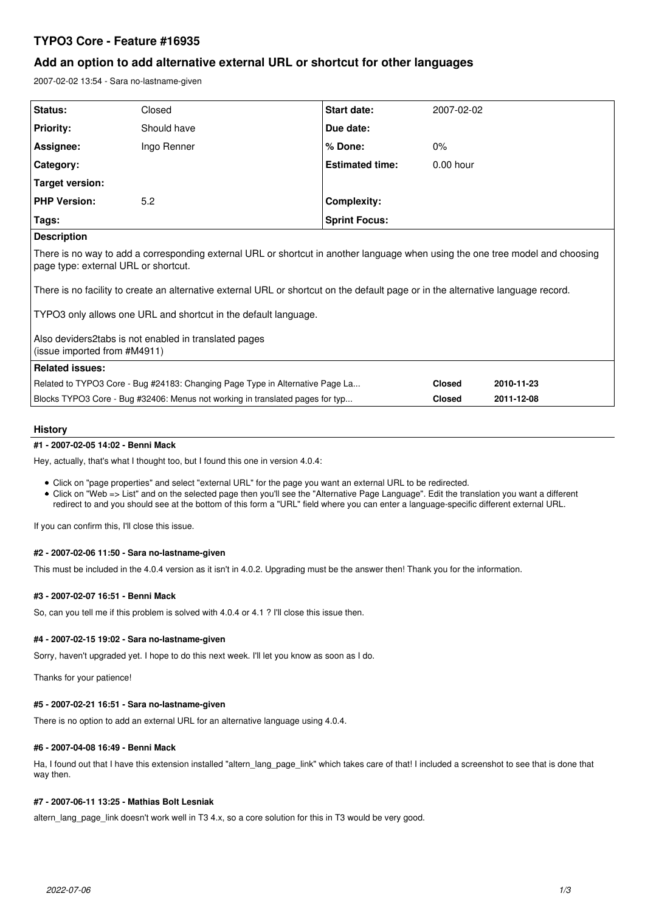# TYPO3 Core - Feature #16935

## Add an option to add alternative external URL or shortcut for other languages

2007-02-02 13:54 - Sara no-lastname-given

| Status: | Closed | Start date: | 2007-02-02 |
|---|---|---|---|
| Priority: | Should have | Due date: | |
| Assignee: | Ingo Renner | % Done: | 0% |
| Category: | | Estimated time: | 0.00 hour |
| Target version: | | | |
| PHP Version: | 5.2 | Complexity: | |
| Tags: | | Sprint Focus: | |

**Description**

There is no way to add a corresponding external URL or shortcut in another language when using the one tree model and choosing page type: external URL or shortcut.

There is no facility to create an alternative external URL or shortcut on the default page or in the alternative language record.

TYPO3 only allows one URL and shortcut in the default language.

Also deviders2tabs is not enabled in translated pages
(issue imported from #M4911)

**Related issues:**

| | | |
|---|---|---|
| Related to TYPO3 Core - Bug #24183: Changing Page Type in Alternative Page La... | Closed | 2010-11-23 |
| Blocks TYPO3 Core - Bug #32406: Menus not working in translated pages for typ... | Closed | 2011-12-08 |

## History

#### #1 - 2007-02-05 14:02 - Benni Mack

Hey, actually, that's what I thought too, but I found this one in version 4.0.4:

- Click on "page properties" and select "external URL" for the page you want an external URL to be redirected.
- Click on "Web => List" and on the selected page then you'll see the "Alternative Page Language". Edit the translation you want a different redirect to and you should see at the bottom of this form a "URL" field where you can enter a language-specific different external URL.

If you can confirm this, I'll close this issue.

#### #2 - 2007-02-06 11:50 - Sara no-lastname-given

This must be included in the 4.0.4 version as it isn't in 4.0.2. Upgrading must be the answer then! Thank you for the information.

#### #3 - 2007-02-07 16:51 - Benni Mack

So, can you tell me if this problem is solved with 4.0.4 or 4.1 ? I'll close this issue then.

#### #4 - 2007-02-15 19:02 - Sara no-lastname-given

Sorry, haven't upgraded yet. I hope to do this next week. I'll let you know as soon as I do.

Thanks for your patience!

#### #5 - 2007-02-21 16:51 - Sara no-lastname-given

There is no option to add an external URL for an alternative language using 4.0.4.

#### #6 - 2007-04-08 16:49 - Benni Mack

Ha, I found out that I have this extension installed "altern_lang_page_link" which takes care of that! I included a screenshot to see that is done that way then.

#### #7 - 2007-06-11 13:25 - Mathias Bolt Lesniak

altern_lang_page_link doesn't work well in T3 4.x, so a core solution for this in T3 would be very good.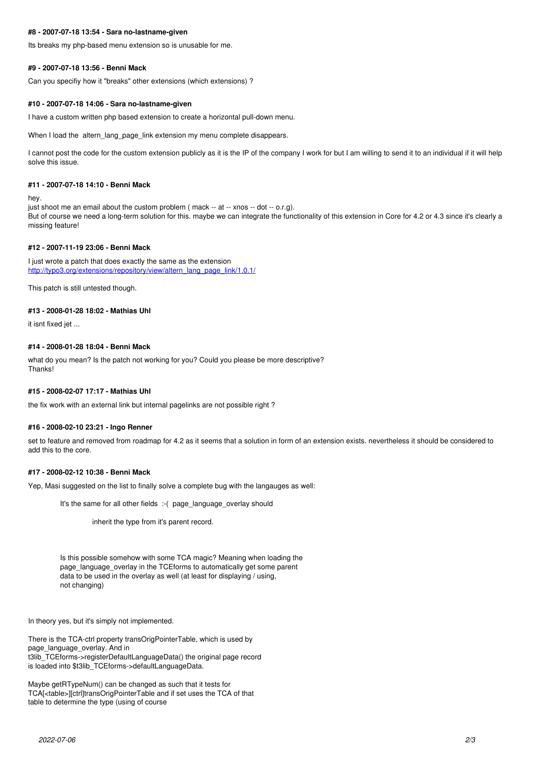#### #8 - 2007-07-18 13:54 - Sara no-lastname-given

Its breaks my php-based menu extension so is unusable for me.

#### #9 - 2007-07-18 13:56 - Benni Mack

Can you specifiy how it "breaks" other extensions (which extensions) ?

#### #10 - 2007-07-18 14:06 - Sara no-lastname-given

I have a custom written php based extension to create a horizontal pull-down menu.

When I load the altern_lang_page_link extension my menu complete disappears.

I cannot post the code for the custom extension publicly as it is the IP of the company I work for but I am willing to send it to an individual if it will help solve this issue.

#### #11 - 2007-07-18 14:10 - Benni Mack

hey.
just shoot me an email about the custom problem ( mack -- at -- xnos -- dot -- o.r.g).
But of course we need a long-term solution for this. maybe we can integrate the functionality of this extension in Core for 4.2 or 4.3 since it's clearly a missing feature!

#### #12 - 2007-11-19 23:06 - Benni Mack

I just wrote a patch that does exactly the same as the extension
http://typo3.org/extensions/repository/view/altern_lang_page_link/1.0.1/

This patch is still untested though.

#### #13 - 2008-01-28 18:02 - Mathias Uhl

it isnt fixed jet ...

#### #14 - 2008-01-28 18:04 - Benni Mack

what do you mean? Is the patch not working for you? Could you please be more descriptive?
Thanks!

#### #15 - 2008-02-07 17:17 - Mathias Uhl

the fix work with an external link but internal pagelinks are not possible right ?

#### #16 - 2008-02-10 23:21 - Ingo Renner

set to feature and removed from roadmap for 4.2 as it seems that a solution in form of an extension exists. nevertheless it should be considered to add this to the core.

#### #17 - 2008-02-12 10:38 - Benni Mack

Yep, Masi suggested on the list to finally solve a complete bug with the langauges as well:

> It's the same for all other fields :-( page_language_overlay should
>
> > inherit the type from it's parent record.
>
> Is this possible somehow with some TCA magic? Meaning when loading the
> page_language_overlay in the TCEforms to automatically get some parent
> data to be used in the overlay as well (at least for displaying / using,
> not changing)

In theory yes, but it's simply not implemented.

There is the TCA-ctrl property transOrigPointerTable, which is used by
page_language_overlay. And in
t3lib_TCEforms->registerDefaultLanguageData() the original page record
is loaded into $t3lib_TCEforms->defaultLanguageData.

Maybe getRTypeNum() can be changed as such that it tests for
TCA[<table>][ctrl]transOrigPointerTable and if set uses the TCA of that
table to determine the type (using of course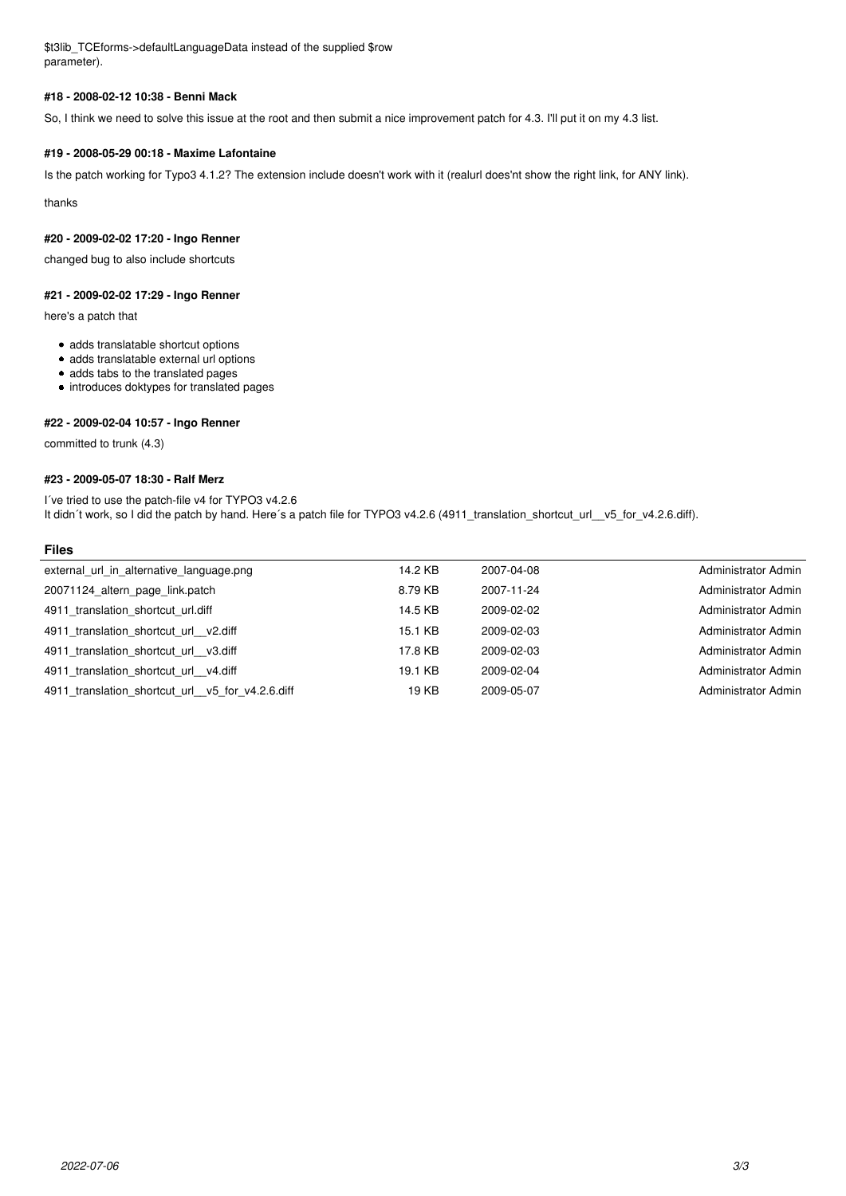$t3lib_TCEforms->defaultLanguageData instead of the supplied $row parameter).

#### #18 - 2008-02-12 10:38 - Benni Mack

So, I think we need to solve this issue at the root and then submit a nice improvement patch for 4.3. I'll put it on my 4.3 list.

#### #19 - 2008-05-29 00:18 - Maxime Lafontaine

Is the patch working for Typo3 4.1.2? The extension include doesn't work with it (realurl does'nt show the right link, for ANY link).

thanks

#### #20 - 2009-02-02 17:20 - Ingo Renner

changed bug to also include shortcuts

#### #21 - 2009-02-02 17:29 - Ingo Renner

here's a patch that

- adds translatable shortcut options
- adds translatable external url options
- adds tabs to the translated pages
- introduces doktypes for translated pages

#### #22 - 2009-02-04 10:57 - Ingo Renner

committed to trunk (4.3)

#### #23 - 2009-05-07 18:30 - Ralf Merz

I´ve tried to use the patch-file v4 for TYPO3 v4.2.6
It didn´t work, so I did the patch by hand. Here´s a patch file for TYPO3 v4.2.6 (4911_translation_shortcut_url__v5_for_v4.2.6.diff).

### Files

| | | | |
|---|---|---|---|
| external_url_in_alternative_language.png | 14.2 KB | 2007-04-08 | Administrator Admin |
| 20071124_altern_page_link.patch | 8.79 KB | 2007-11-24 | Administrator Admin |
| 4911_translation_shortcut_url.diff | 14.5 KB | 2009-02-02 | Administrator Admin |
| 4911_translation_shortcut_url__v2.diff | 15.1 KB | 2009-02-03 | Administrator Admin |
| 4911_translation_shortcut_url__v3.diff | 17.8 KB | 2009-02-03 | Administrator Admin |
| 4911_translation_shortcut_url__v4.diff | 19.1 KB | 2009-02-04 | Administrator Admin |
| 4911_translation_shortcut_url__v5_for_v4.2.6.diff | 19 KB | 2009-05-07 | Administrator Admin |